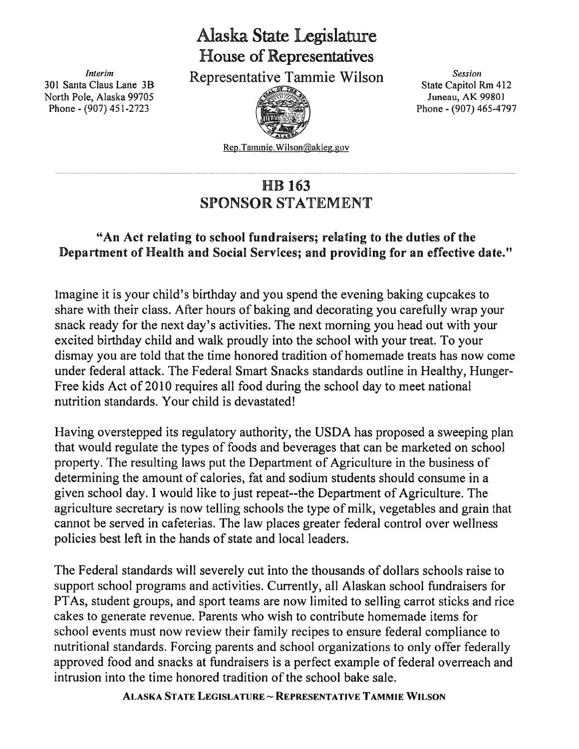# Alaska State Legislature
## House of Representatives
### Representative Tammie Wilson

*Interim*
301 Santa Claus Lane 3B
North Pole, Alaska 99705
Phone - (907) 451-2723

*Session*
State Capitol Rm 412
Juneau, AK 99801
Phone - (907) 465-4797

Rep.Tammie.Wilson@akleg.gov

---

## HB 163
## SPONSOR STATEMENT

**"An Act relating to school fundraisers; relating to the duties of the Department of Health and Social Services; and providing for an effective date."**

Imagine it is your child's birthday and you spend the evening baking cupcakes to share with their class. After hours of baking and decorating you carefully wrap your snack ready for the next day's activities. The next morning you head out with your excited birthday child and walk proudly into the school with your treat. To your dismay you are told that the time honored tradition of homemade treats has now come under federal attack. The Federal Smart Snacks standards outline in Healthy, Hunger-Free kids Act of 2010 requires all food during the school day to meet national nutrition standards. Your child is devastated!

Having overstepped its regulatory authority, the USDA has proposed a sweeping plan that would regulate the types of foods and beverages that can be marketed on school property. The resulting laws put the Department of Agriculture in the business of determining the amount of calories, fat and sodium students should consume in a given school day. I would like to just repeat--the Department of Agriculture. The agriculture secretary is now telling schools the type of milk, vegetables and grain that cannot be served in cafeterias. The law places greater federal control over wellness policies best left in the hands of state and local leaders.

The Federal standards will severely cut into the thousands of dollars schools raise to support school programs and activities. Currently, all Alaskan school fundraisers for PTAs, student groups, and sport teams are now limited to selling carrot sticks and rice cakes to generate revenue. Parents who wish to contribute homemade items for school events must now review their family recipes to ensure federal compliance to nutritional standards. Forcing parents and school organizations to only offer federally approved food and snacks at fundraisers is a perfect example of federal overreach and intrusion into the time honored tradition of the school bake sale.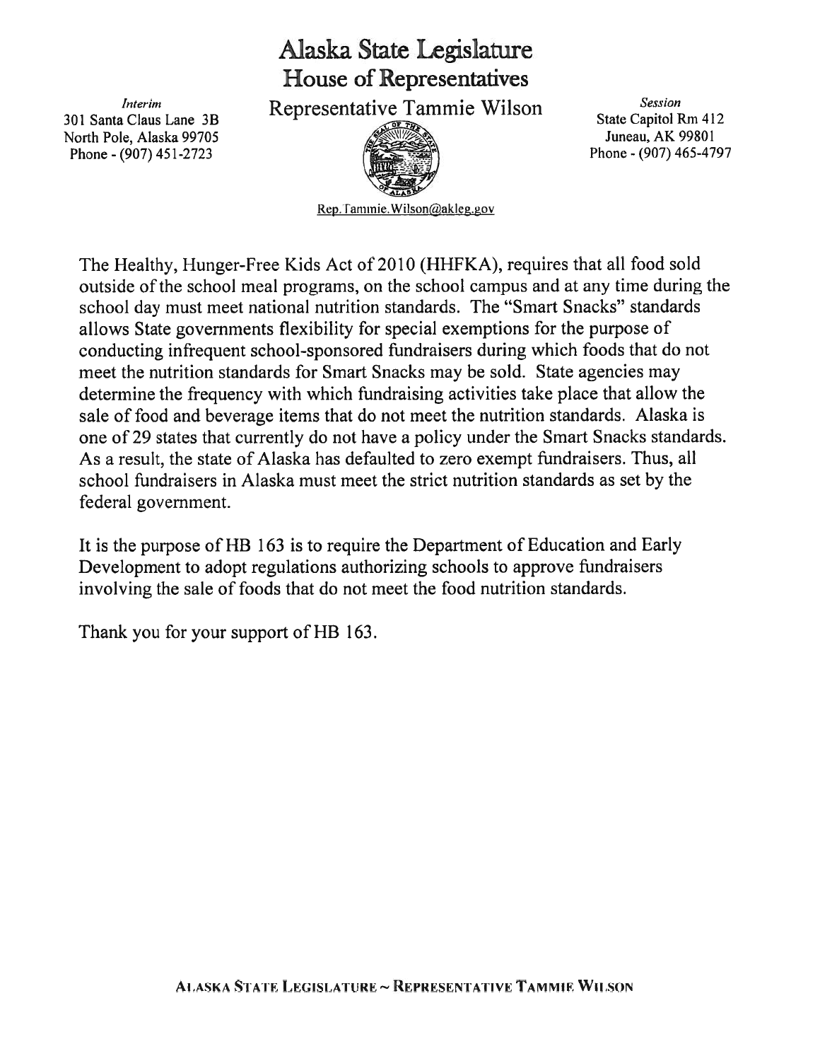# Alaska State Legislature

## House of Representatives

### Representative Tammie Wilson

*Interim*
301 Santa Claus Lane 3B
North Pole, Alaska 99705
Phone - (907) 451-2723

*Session*
State Capitol Rm 412
Juneau, AK 99801
Phone - (907) 465-4797

Rep.Tammie.Wilson@akleg.gov

The Healthy, Hunger-Free Kids Act of 2010 (HHFKA), requires that all food sold outside of the school meal programs, on the school campus and at any time during the school day must meet national nutrition standards. The "Smart Snacks" standards allows State governments flexibility for special exemptions for the purpose of conducting infrequent school-sponsored fundraisers during which foods that do not meet the nutrition standards for Smart Snacks may be sold. State agencies may determine the frequency with which fundraising activities take place that allow the sale of food and beverage items that do not meet the nutrition standards. Alaska is one of 29 states that currently do not have a policy under the Smart Snacks standards. As a result, the state of Alaska has defaulted to zero exempt fundraisers. Thus, all school fundraisers in Alaska must meet the strict nutrition standards as set by the federal government.

It is the purpose of HB 163 is to require the Department of Education and Early Development to adopt regulations authorizing schools to approve fundraisers involving the sale of foods that do not meet the food nutrition standards.

Thank you for your support of HB 163.